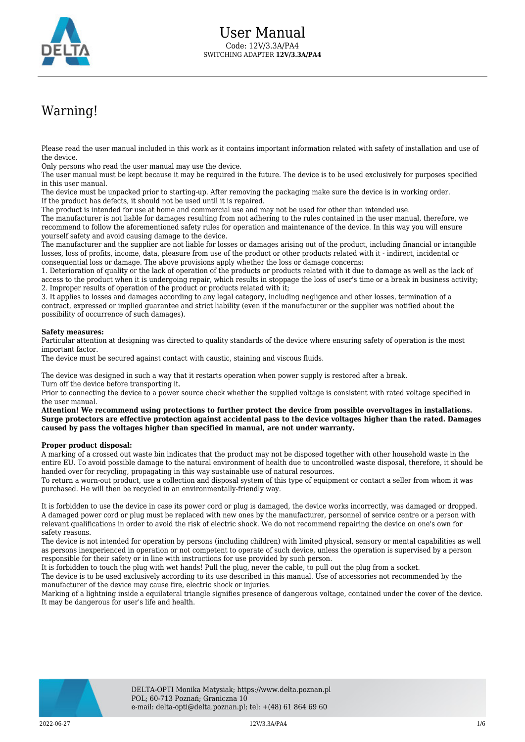# User Manual

Code: 12V/3.3A/PA4
SWITCHING ADAPTER **12V/3.3A/PA4**

## Warning!

Please read the user manual included in this work as it contains important information related with safety of installation and use of the device.
Only persons who read the user manual may use the device.
The user manual must be kept because it may be required in the future. The device is to be used exclusively for purposes specified in this user manual.
The device must be unpacked prior to starting-up. After removing the packaging make sure the device is in working order.
If the product has defects, it should not be used until it is repaired.
The product is intended for use at home and commercial use and may not be used for other than intended use.
The manufacturer is not liable for damages resulting from not adhering to the rules contained in the user manual, therefore, we recommend to follow the aforementioned safety rules for operation and maintenance of the device. In this way you will ensure yourself safety and avoid causing damage to the device.
The manufacturer and the supplier are not liable for losses or damages arising out of the product, including financial or intangible losses, loss of profits, income, data, pleasure from use of the product or other products related with it - indirect, incidental or consequential loss or damage. The above provisions apply whether the loss or damage concerns:
1. Deterioration of quality or the lack of operation of the products or products related with it due to damage as well as the lack of access to the product when it is undergoing repair, which results in stoppage the loss of user's time or a break in business activity;
2. Improper results of operation of the product or products related with it;
3. It applies to losses and damages according to any legal category, including negligence and other losses, termination of a contract, expressed or implied guarantee and strict liability (even if the manufacturer or the supplier was notified about the possibility of occurrence of such damages).

**Safety measures:**
Particular attention at designing was directed to quality standards of the device where ensuring safety of operation is the most important factor.
The device must be secured against contact with caustic, staining and viscous fluids.

The device was designed in such a way that it restarts operation when power supply is restored after a break.
Turn off the device before transporting it.
Prior to connecting the device to a power source check whether the supplied voltage is consistent with rated voltage specified in the user manual.
**Attention! We recommend using protections to further protect the device from possible overvoltages in installations. Surge protectors are effective protection against accidental pass to the device voltages higher than the rated. Damages caused by pass the voltages higher than specified in manual, are not under warranty.**

**Proper product disposal:**
A marking of a crossed out waste bin indicates that the product may not be disposed together with other household waste in the entire EU. To avoid possible damage to the natural environment of health due to uncontrolled waste disposal, therefore, it should be handed over for recycling, propagating in this way sustainable use of natural resources.
To return a worn-out product, use a collection and disposal system of this type of equipment or contact a seller from whom it was purchased. He will then be recycled in an environmentally-friendly way.

It is forbidden to use the device in case its power cord or plug is damaged, the device works incorrectly, was damaged or dropped. A damaged power cord or plug must be replaced with new ones by the manufacturer, personnel of service centre or a person with relevant qualifications in order to avoid the risk of electric shock. We do not recommend repairing the device on one's own for safety reasons.
The device is not intended for operation by persons (including children) with limited physical, sensory or mental capabilities as well as persons inexperienced in operation or not competent to operate of such device, unless the operation is supervised by a person responsible for their safety or in line with instructions for use provided by such person.
It is forbidden to touch the plug with wet hands! Pull the plug, never the cable, to pull out the plug from a socket.
The device is to be used exclusively according to its use described in this manual. Use of accessories not recommended by the manufacturer of the device may cause fire, electric shock or injuries.
Marking of a lightning inside a equilateral triangle signifies presence of dangerous voltage, contained under the cover of the device. It may be dangerous for user's life and health.

DELTA-OPTI Monika Matysiak; https://www.delta.poznan.pl
POL; 60-713 Poznań; Graniczna 10
e-mail: delta-opti@delta.poznan.pl; tel: +(48) 61 864 69 60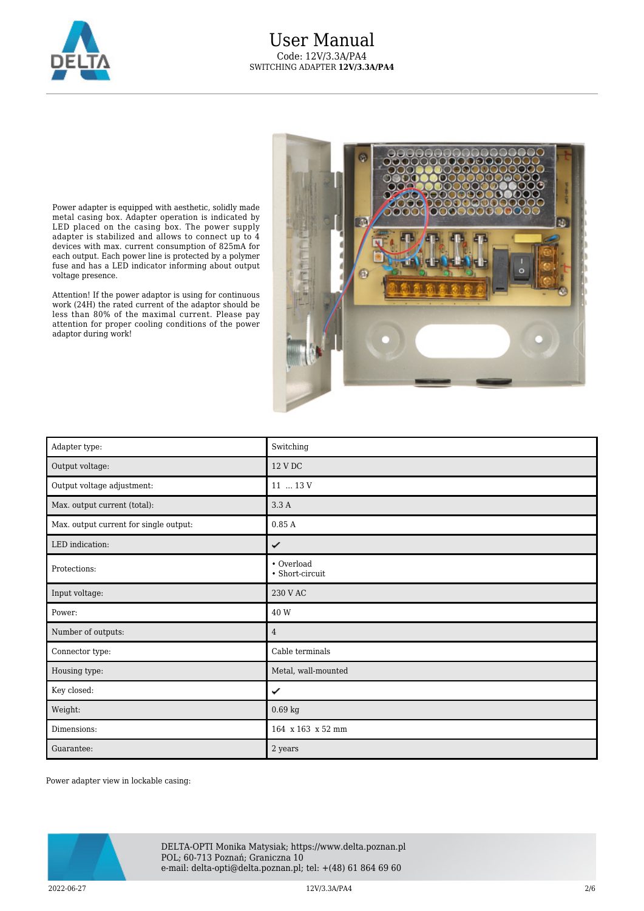Power adapter is equipped with aesthetic, solidly made metal casing box. Adapter operation is indicated by LED placed on the casing box. The power supply adapter is stabilized and allows to connect up to 4 devices with max. current consumption of 825mA for each output. Each power line is protected by a polymer fuse and has a LED indicator informing about output voltage presence.

Attention! If the power adaptor is using for continuous work (24H) the rated current of the adaptor should be less than 80% of the maximal current. Please pay attention for proper cooling conditions of the power adaptor during work!

| | |
|---|---|
| Adapter type: | Switching |
| Output voltage: | 12 V DC |
| Output voltage adjustment: | 11 ... 13 V |
| Max. output current (total): | 3.3 A |
| Max. output current for single output: | 0.85 A |
| LED indication: | ✔ |
| Protections: | • Overload<br>• Short-circuit |
| Input voltage: | 230 V AC |
| Power: | 40 W |
| Number of outputs: | 4 |
| Connector type: | Cable terminals |
| Housing type: | Metal, wall-mounted |
| Key closed: | ✔ |
| Weight: | 0.69 kg |
| Dimensions: | 164 x 163 x 52 mm |
| Guarantee: | 2 years |

Power adapter view in lockable casing: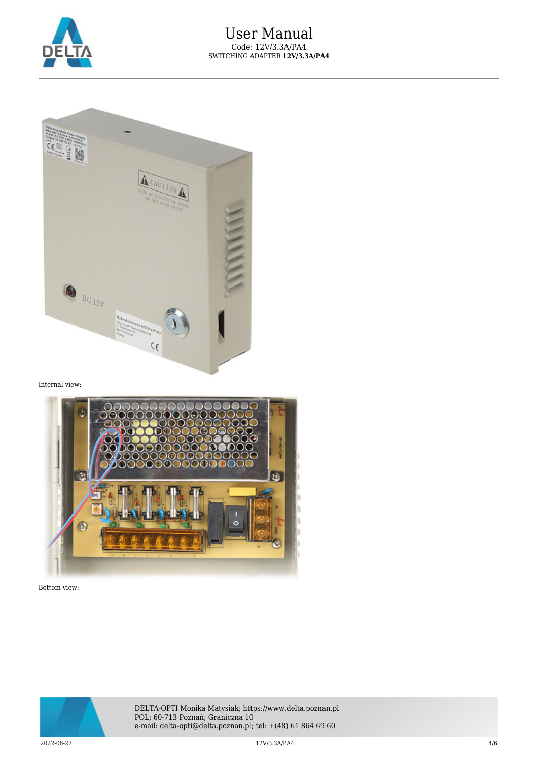Internal view:

Bottom view: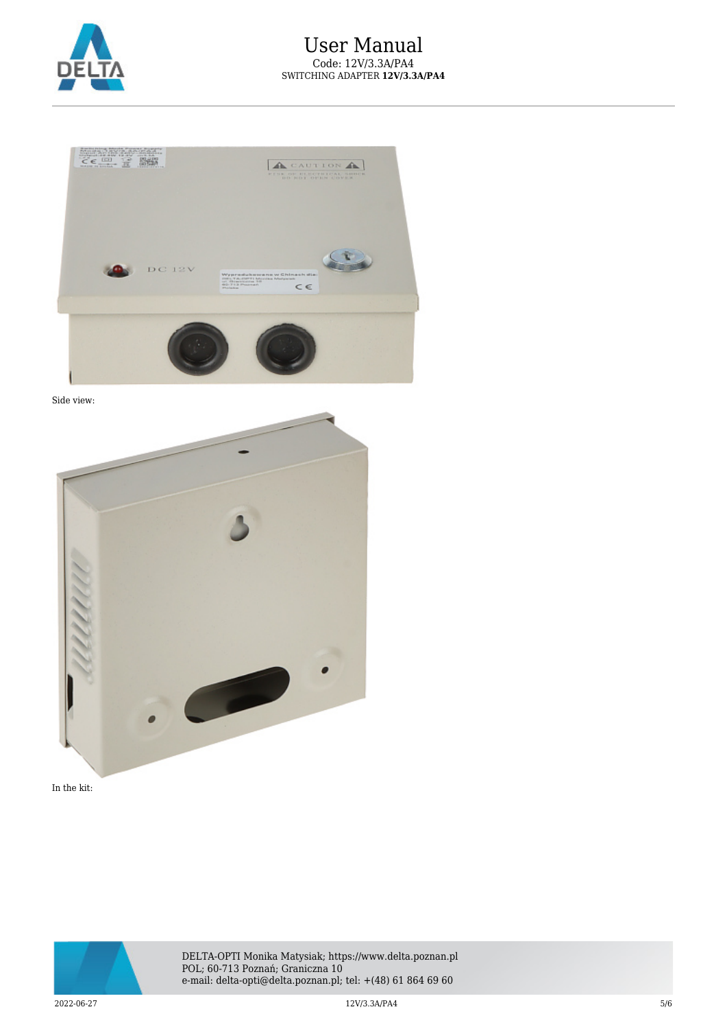Side view:

In the kit: